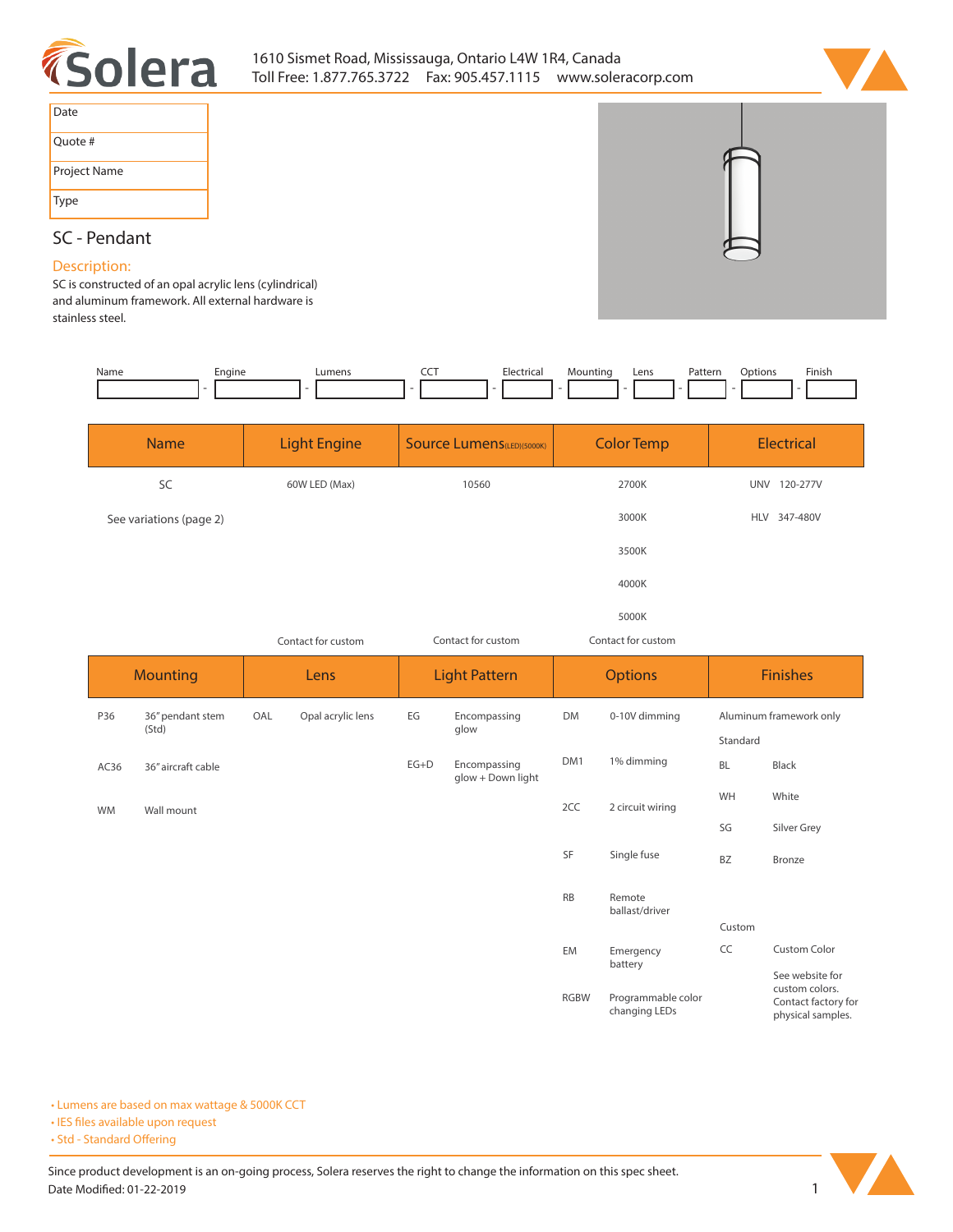Solera

1610 Sismet Road, Mississauga, Ontario L4W 1R4, Canada
Toll Free: 1.877.765.3722 Fax: 905.457.1115 www.soleracorp.com

| Date |
| --- |
| Quote # |
| Project Name |
| Type |

## SC - Pendant

### Description:

SC is constructed of an opal acrylic lens (cylindrical) and aluminum framework. All external hardware is stainless steel.

| Name | Engine | Lumens | CCT | Electrical | Mounting | Lens | Pattern | Options | Finish |
| --- | --- | --- | --- | --- | --- | --- | --- | --- | --- |
| | | | | | | | | | |

| Name | Light Engine | Source Lumens(LED)(5000K) | Color Temp | Electrical |
| --- | --- | --- | --- | --- |
| SC | 60W LED (Max) | 10560 | 2700K | UNV 120-277V |
| See variations (page 2) | | | 3000K | HLV 347-480V |
| | | | 3500K | |
| | | | 4000K | |
| | | | 5000K | |
| | Contact for custom | Contact for custom | Contact for custom | |

| Mounting | | Lens | | Light Pattern | | Options | | Finishes | |
| --- | --- | --- | --- | --- | --- | --- | --- | --- | --- |
| P36 | 36" pendant stem (Std) | OAL | Opal acrylic lens | EG | Encompassing glow | DM | 0-10V dimming | Aluminum framework only | |
| | | | | | | | | Standard | |
| AC36 | 36" aircraft cable | | | EG+D | Encompassing glow + Down light | DM1 | 1% dimming | BL | Black |
| WM | Wall mount | | | | | 2CC | 2 circuit wiring | WH | White |
| | | | | | | | | SG | Silver Grey |
| | | | | | | SF | Single fuse | BZ | Bronze |
| | | | | | | RB | Remote ballast/driver | | |
| | | | | | | | | Custom | |
| | | | | | | EM | Emergency battery | CC | Custom Color |
| | | | | | | RGBW | Programmable color changing LEDs | | See website for custom colors. Contact factory for physical samples. |

- Lumens are based on max wattage & 5000K CCT
- IES files available upon request
- Std - Standard Offering

Since product development is an on-going process, Solera reserves the right to change the information on this spec sheet.
Date Modified: 01-22-2019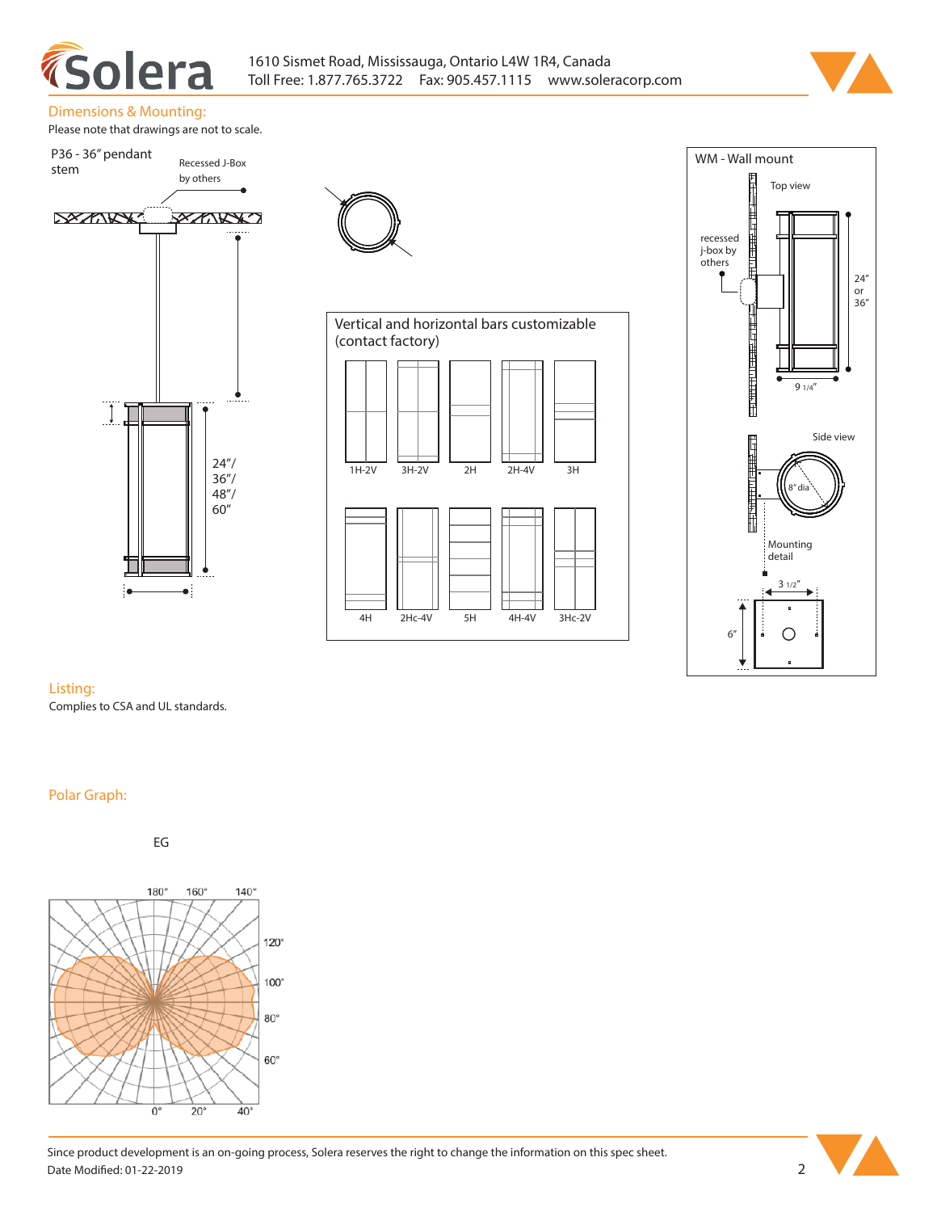1610 Sismet Road, Mississauga, Ontario L4W 1R4, Canada
Toll Free: 1.877.765.3722 Fax: 905.457.1115 www.soleracorp.com

## Dimensions & Mounting:

Please note that drawings are not to scale.

P36 - 36" pendant stem

Recessed J-Box by others

24"/
36"/
48"/
60"

Vertical and horizontal bars customizable (contact factory)

1H-2V
3H-2V
2H
2H-4V
3H
4H
2Hc-4V
5H
4H-4V
3Hc-2V

WM - Wall mount

Top view

recessed j-box by others

24" or 36"

9 1/4"

Side view

8" dia

Mounting detail

3 1/2"

6"

## Listing:

Complies to CSA and UL standards.

## Polar Graph:

EG

180° 160° 140°
120°
100°
80°
60°
0° 20° 40°

Since product development is an on-going process, Solera reserves the right to change the information on this spec sheet.
Date Modified: 01-22-2019